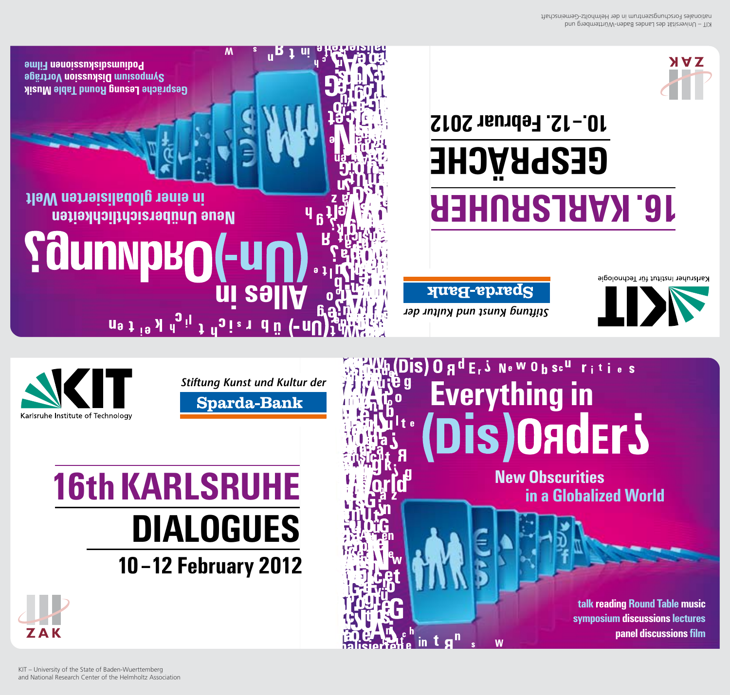KIT – Universität des Landes Baden-Württemberg und nationales Forschungszentrum in der Helmholtz-Gemeinschaft

ZAK

# 16. KARLSRUHER GESPRÄCHE

10.–12. Februar 2012

Karlsruher Institut für Technologie

*Stiftung Kunst und Kultur der* Sparda-Bank

Gespräche Lesung Round Table Musik
Symposium Diskussion Vorträge
Podiumsdiskussionen Filme

## Alles in (Un-)Ordnung?

Neue Unübersichtlichkeiten in einer globalisierten Welt

---

Karlsruhe Institute of Technology

*Stiftung Kunst und Kultur der* Sparda-Bank

# 16th KARLSRUHE DIALOGUES

10–12 February 2012

ZAK

## Everything in (Dis)Order?

New Obscurities in a Globalized World

talk reading Round Table music
symposium discussions lectures
panel discussions film

KIT – University of the State of Baden-Wuerttemberg and National Research Center of the Helmholtz Association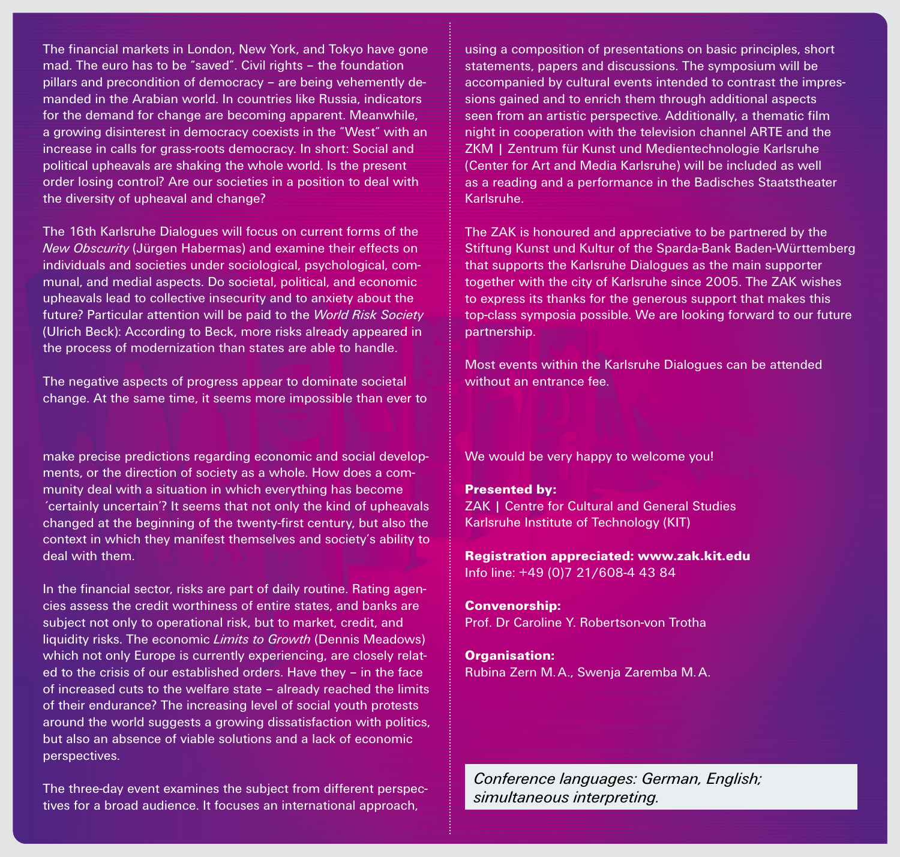The financial markets in London, New York, and Tokyo have gone mad. The euro has to be "saved". Civil rights – the foundation pillars and precondition of democracy – are being vehemently demanded in the Arabian world. In countries like Russia, indicators for the demand for change are becoming apparent. Meanwhile, a growing disinterest in democracy coexists in the "West" with an increase in calls for grass-roots democracy. In short: Social and political upheavals are shaking the whole world. Is the present order losing control? Are our societies in a position to deal with the diversity of upheaval and change?

The 16th Karlsruhe Dialogues will focus on current forms of the *New Obscurity* (Jürgen Habermas) and examine their effects on individuals and societies under sociological, psychological, communal, and medial aspects. Do societal, political, and economic upheavals lead to collective insecurity and to anxiety about the future? Particular attention will be paid to the *World Risk Society* (Ulrich Beck): According to Beck, more risks already appeared in the process of modernization than states are able to handle.

The negative aspects of progress appear to dominate societal change. At the same time, it seems more impossible than ever to make precise predictions regarding economic and social developments, or the direction of society as a whole. How does a community deal with a situation in which everything has become ´certainly uncertain´? It seems that not only the kind of upheavals changed at the beginning of the twenty-first century, but also the context in which they manifest themselves and society's ability to deal with them.

In the financial sector, risks are part of daily routine. Rating agencies assess the credit worthiness of entire states, and banks are subject not only to operational risk, but to market, credit, and liquidity risks. The economic *Limits to Growth* (Dennis Meadows) which not only Europe is currently experiencing, are closely related to the crisis of our established orders. Have they – in the face of increased cuts to the welfare state – already reached the limits of their endurance? The increasing level of social youth protests around the world suggests a growing dissatisfaction with politics, but also an absence of viable solutions and a lack of economic perspectives.

The three-day event examines the subject from different perspectives for a broad audience. It focuses an international approach, using a composition of presentations on basic principles, short statements, papers and discussions. The symposium will be accompanied by cultural events intended to contrast the impressions gained and to enrich them through additional aspects seen from an artistic perspective. Additionally, a thematic film night in cooperation with the television channel ARTE and the ZKM | Zentrum für Kunst und Medientechnologie Karlsruhe (Center for Art and Media Karlsruhe) will be included as well as a reading and a performance in the Badisches Staatstheater Karlsruhe.

The ZAK is honoured and appreciative to be partnered by the Stiftung Kunst und Kultur of the Sparda-Bank Baden-Württemberg that supports the Karlsruhe Dialogues as the main supporter together with the city of Karlsruhe since 2005. The ZAK wishes to express its thanks for the generous support that makes this top-class symposia possible. We are looking forward to our future partnership.

Most events within the Karlsruhe Dialogues can be attended without an entrance fee.

We would be very happy to welcome you!

**Presented by:**
ZAK | Centre for Cultural and General Studies
Karlsruhe Institute of Technology (KIT)

**Registration appreciated: www.zak.kit.edu**
Info line: +49 (0)7 21/608-4 43 84

**Convenorship:**
Prof. Dr Caroline Y. Robertson-von Trotha

**Organisation:**
Rubina Zern M. A., Swenja Zaremba M. A.

*Conference languages: German, English; simultaneous interpreting.*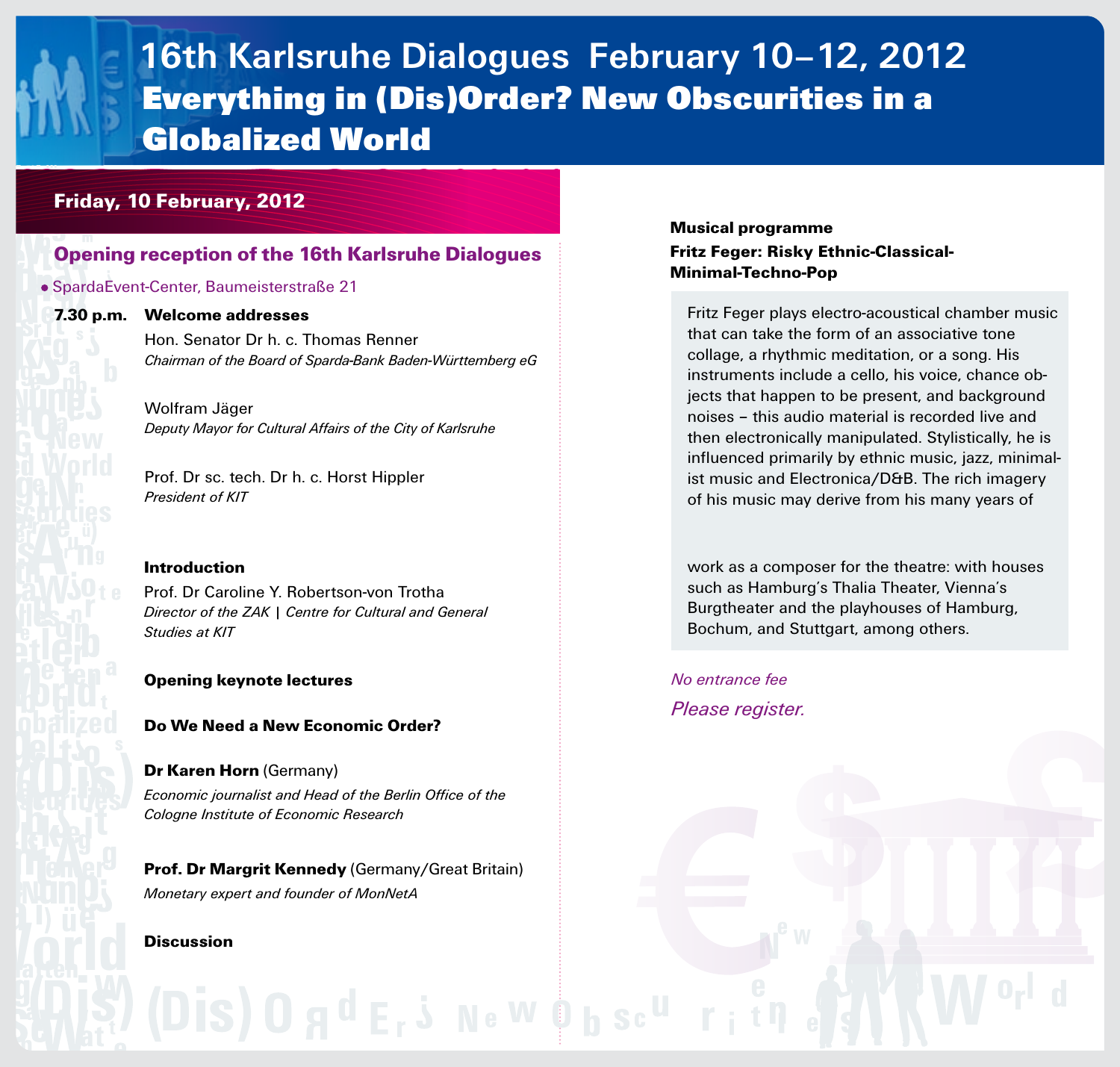# 16th Karlsruhe Dialogues February 10–12, 2012

## Everything in (Dis)Order? New Obscurities in a Globalized World

### Friday, 10 February, 2012

#### Opening reception of the 16th Karlsruhe Dialogues

• SpardaEvent-Center, Baumeisterstraße 21

**7.30 p.m.** **Welcome addresses**

Hon. Senator Dr h. c. Thomas Renner
*Chairman of the Board of Sparda-Bank Baden-Württemberg eG*

Wolfram Jäger
*Deputy Mayor for Cultural Affairs of the City of Karlsruhe*

Prof. Dr sc. tech. Dr h. c. Horst Hippler
*President of KIT*

**Introduction**

Prof. Dr Caroline Y. Robertson-von Trotha
*Director of the ZAK | Centre for Cultural and General Studies at KIT*

**Opening keynote lectures**

**Do We Need a New Economic Order?**

**Dr Karen Horn** (Germany)
*Economic journalist and Head of the Berlin Office of the Cologne Institute of Economic Research*

**Prof. Dr Margrit Kennedy** (Germany/Great Britain)
*Monetary expert and founder of MonNetA*

**Discussion**

**Musical programme**

**Fritz Feger: Risky Ethnic-Classical-Minimal-Techno-Pop**

Fritz Feger plays electro-acoustical chamber music that can take the form of an associative tone collage, a rhythmic meditation, or a song. His instruments include a cello, his voice, chance objects that happen to be present, and background noises – this audio material is recorded live and then electronically manipulated. Stylistically, he is influenced primarily by ethnic music, jazz, minimalist music and Electronica/D&B. The rich imagery of his music may derive from his many years of work as a composer for the theatre: with houses such as Hamburg's Thalia Theater, Vienna's Burgtheater and the playhouses of Hamburg, Bochum, and Stuttgart, among others.

*No entrance fee*

*Please register.*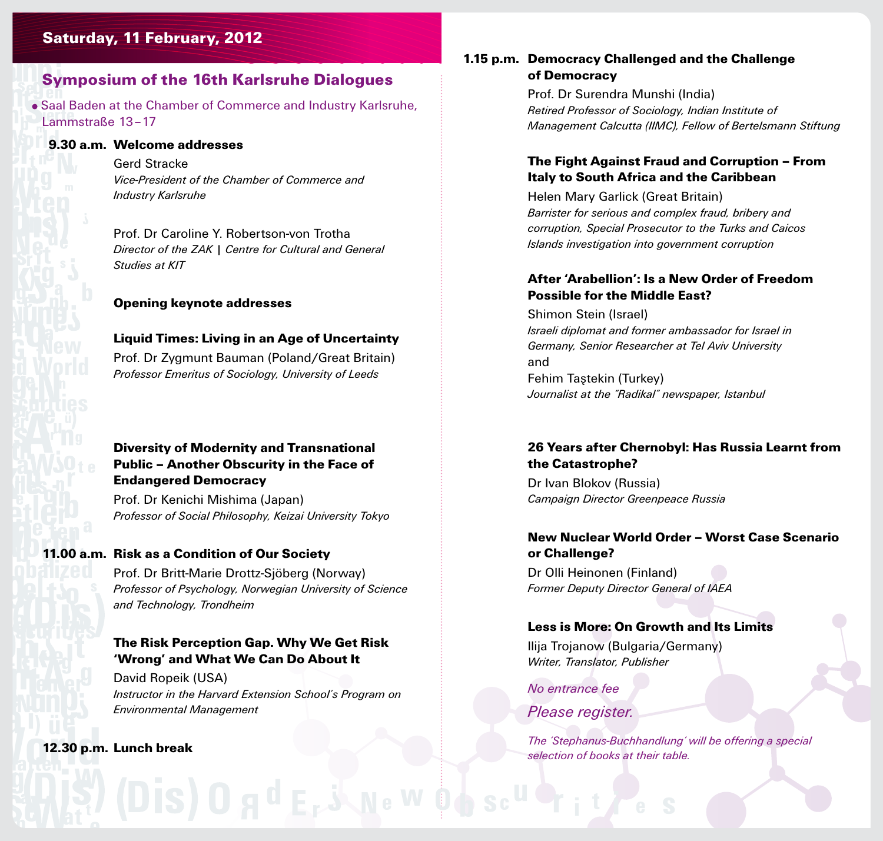## Saturday, 11 February, 2012

### Symposium of the 16th Karlsruhe Dialogues

- Saal Baden at the Chamber of Commerce and Industry Karlsruhe, Lammstraße 13 – 17

**9.30 a.m. Welcome addresses**

Gerd Stracke
*Vice-President of the Chamber of Commerce and Industry Karlsruhe*

Prof. Dr Caroline Y. Robertson-von Trotha
*Director of the ZAK | Centre for Cultural and General Studies at KIT*

**Opening keynote addresses**

**Liquid Times: Living in an Age of Uncertainty**
Prof. Dr Zygmunt Bauman (Poland/Great Britain)
*Professor Emeritus of Sociology, University of Leeds*

**Diversity of Modernity and Transnational Public – Another Obscurity in the Face of Endangered Democracy**
Prof. Dr Kenichi Mishima (Japan)
*Professor of Social Philosophy, Keizai University Tokyo*

**11.00 a.m. Risk as a Condition of Our Society**
Prof. Dr Britt-Marie Drottz-Sjöberg (Norway)
*Professor of Psychology, Norwegian University of Science and Technology, Trondheim*

**The Risk Perception Gap. Why We Get Risk 'Wrong' and What We Can Do About It**
David Ropeik (USA)
*Instructor in the Harvard Extension School's Program on Environmental Management*

**12.30 p.m. Lunch break**

**1.15 p.m. Democracy Challenged and the Challenge of Democracy**
Prof. Dr Surendra Munshi (India)
*Retired Professor of Sociology, Indian Institute of Management Calcutta (IIMC), Fellow of Bertelsmann Stiftung*

**The Fight Against Fraud and Corruption – From Italy to South Africa and the Caribbean**
Helen Mary Garlick (Great Britain)
*Barrister for serious and complex fraud, bribery and corruption, Special Prosecutor to the Turks and Caicos Islands investigation into government corruption*

**After 'Arabellion': Is a New Order of Freedom Possible for the Middle East?**
Shimon Stein (Israel)
*Israeli diplomat and former ambassador for Israel in Germany, Senior Researcher at Tel Aviv University*
and
Fehim Taştekin (Turkey)
*Journalist at the "Radikal" newspaper, Istanbul*

**26 Years after Chernobyl: Has Russia Learnt from the Catastrophe?**
Dr Ivan Blokov (Russia)
*Campaign Director Greenpeace Russia*

**New Nuclear World Order – Worst Case Scenario or Challenge?**
Dr Olli Heinonen (Finland)
*Former Deputy Director General of IAEA*

**Less is More: On Growth and Its Limits**
Ilija Trojanow (Bulgaria/Germany)
*Writer, Translator, Publisher*

*No entrance fee*

*Please register.*

*The 'Stephanus-Buchhandlung' will be offering a special selection of books at their table.*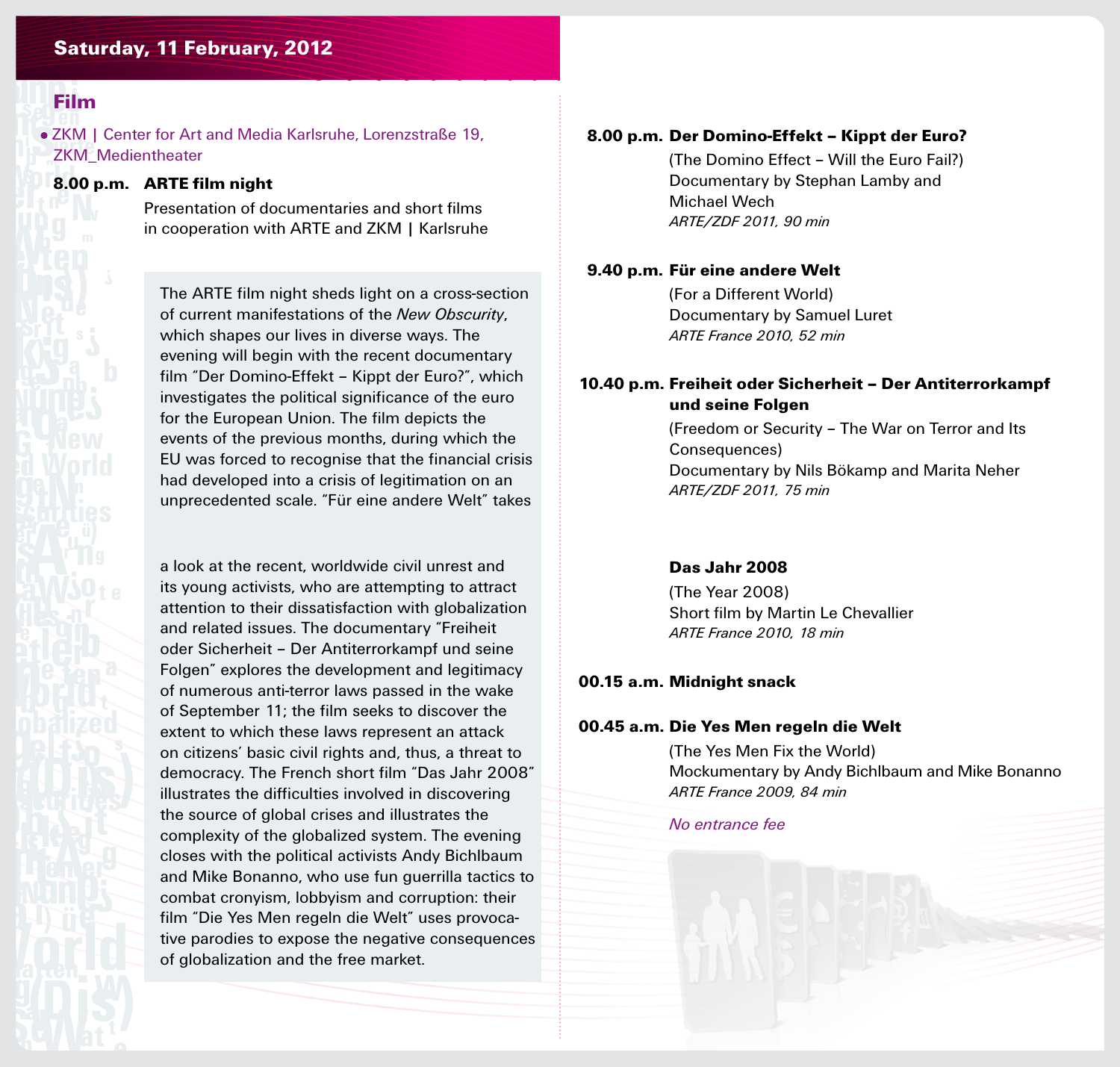## Saturday, 11 February, 2012

### Film

- ZKM | Center for Art and Media Karlsruhe, Lorenzstraße 19, ZKM_Medientheater

**8.00 p.m.** **ARTE film night**

Presentation of documentaries and short films in cooperation with ARTE and ZKM | Karlsruhe

The ARTE film night sheds light on a cross-section of current manifestations of the *New Obscurity*, which shapes our lives in diverse ways. The evening will begin with the recent documentary film "Der Domino-Effekt – Kippt der Euro?", which investigates the political significance of the euro for the European Union. The film depicts the events of the previous months, during which the EU was forced to recognise that the financial crisis had developed into a crisis of legitimation on an unprecedented scale. "Für eine andere Welt" takes a look at the recent, worldwide civil unrest and its young activists, who are attempting to attract attention to their dissatisfaction with globalization and related issues. The documentary "Freiheit oder Sicherheit – Der Antiterrorkampf und seine Folgen" explores the development and legitimacy of numerous anti-terror laws passed in the wake of September 11; the film seeks to discover the extent to which these laws represent an attack on citizens' basic civil rights and, thus, a threat to democracy. The French short film "Das Jahr 2008" illustrates the difficulties involved in discovering the source of global crises and illustrates the complexity of the globalized system. The evening closes with the political activists Andy Bichlbaum and Mike Bonanno, who use fun guerrilla tactics to combat cronyism, lobbyism and corruption: their film "Die Yes Men regeln die Welt" uses provocative parodies to expose the negative consequences of globalization and the free market.

**8.00 p.m.** **Der Domino-Effekt – Kippt der Euro?**
(The Domino Effect – Will the Euro Fail?)
Documentary by Stephan Lamby and Michael Wech
*ARTE/ZDF 2011, 90 min*

**9.40 p.m.** **Für eine andere Welt**
(For a Different World)
Documentary by Samuel Luret
*ARTE France 2010, 52 min*

**10.40 p.m.** **Freiheit oder Sicherheit – Der Antiterrorkampf und seine Folgen**
(Freedom or Security – The War on Terror and Its Consequences)
Documentary by Nils Bökamp and Marita Neher
*ARTE/ZDF 2011, 75 min*

**Das Jahr 2008**
(The Year 2008)
Short film by Martin Le Chevallier
*ARTE France 2010, 18 min*

**00.15 a.m.** **Midnight snack**

**00.45 a.m.** **Die Yes Men regeln die Welt**
(The Yes Men Fix the World)
Mockumentary by Andy Bichlbaum and Mike Bonanno
*ARTE France 2009, 84 min*

*No entrance fee*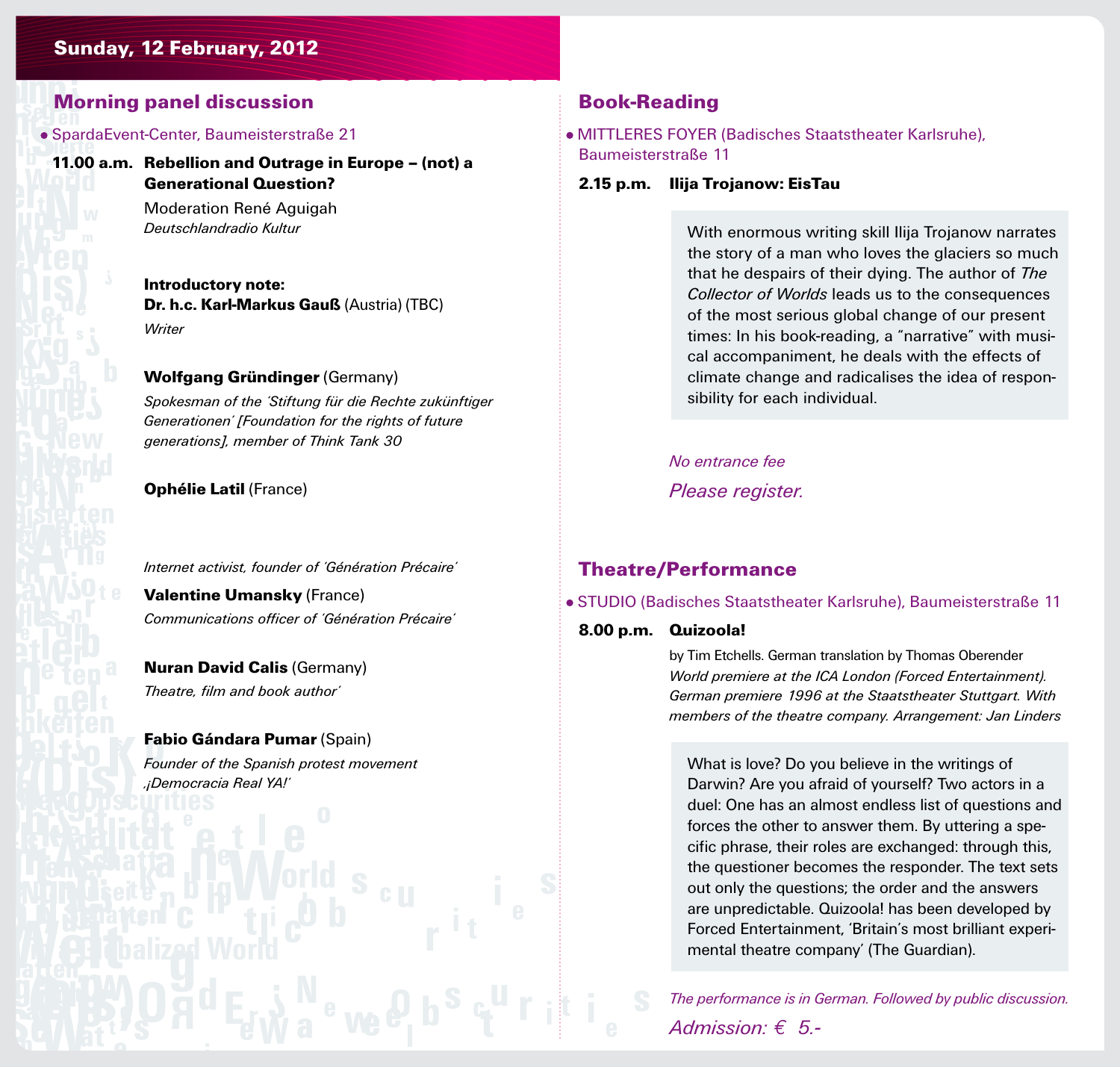**Sunday, 12 February, 2012**

## Morning panel discussion

• SpardaEvent-Center, Baumeisterstraße 21

**11.00 a.m.** **Rebellion and Outrage in Europe – (not) a Generational Question?**

Moderation René Aguigah
*Deutschlandradio Kultur*

**Introductory note:**
**Dr. h.c. Karl-Markus Gauß** (Austria) (TBC)
*Writer*

**Wolfgang Gründinger** (Germany)
*Spokesman of the 'Stiftung für die Rechte zukünftiger Generationen' [Foundation for the rights of future generations], member of Think Tank 30*

**Ophélie Latil** (France)
*Internet activist, founder of 'Génération Précaire'*

**Valentine Umansky** (France)
*Communications officer of 'Génération Précaire'*

**Nuran David Calis** (Germany)
*Theatre, film and book author'*

**Fabio Gándara Pumar** (Spain)
*Founder of the Spanish protest movement ‚¡Democracia Real YA!'*

## Book-Reading

• MITTLERES FOYER (Badisches Staatstheater Karlsruhe), Baumeisterstraße 11

**2.15 p.m.** **Ilija Trojanow: EisTau**

With enormous writing skill Ilija Trojanow narrates the story of a man who loves the glaciers so much that he despairs of their dying. The author of *The Collector of Worlds* leads us to the consequences of the most serious global change of our present times: In his book-reading, a "narrative" with musical accompaniment, he deals with the effects of climate change and radicalises the idea of responsibility for each individual.

*No entrance fee*

*Please register.*

## Theatre/Performance

• STUDIO (Badisches Staatstheater Karlsruhe), Baumeisterstraße 11

**8.00 p.m.** **Quizoola!**

by Tim Etchells. German translation by Thomas Oberender
*World premiere at the ICA London (Forced Entertainment). German premiere 1996 at the Staatstheater Stuttgart. With members of the theatre company. Arrangement: Jan Linders*

What is love? Do you believe in the writings of Darwin? Are you afraid of yourself? Two actors in a duel: One has an almost endless list of questions and forces the other to answer them. By uttering a specific phrase, their roles are exchanged: through this, the questioner becomes the responder. The text sets out only the questions; the order and the answers are unpredictable. Quizoola! has been developed by Forced Entertainment, 'Britain's most brilliant experimental theatre company' (The Guardian).

*The performance is in German. Followed by public discussion.*

*Admission: € 5.-*